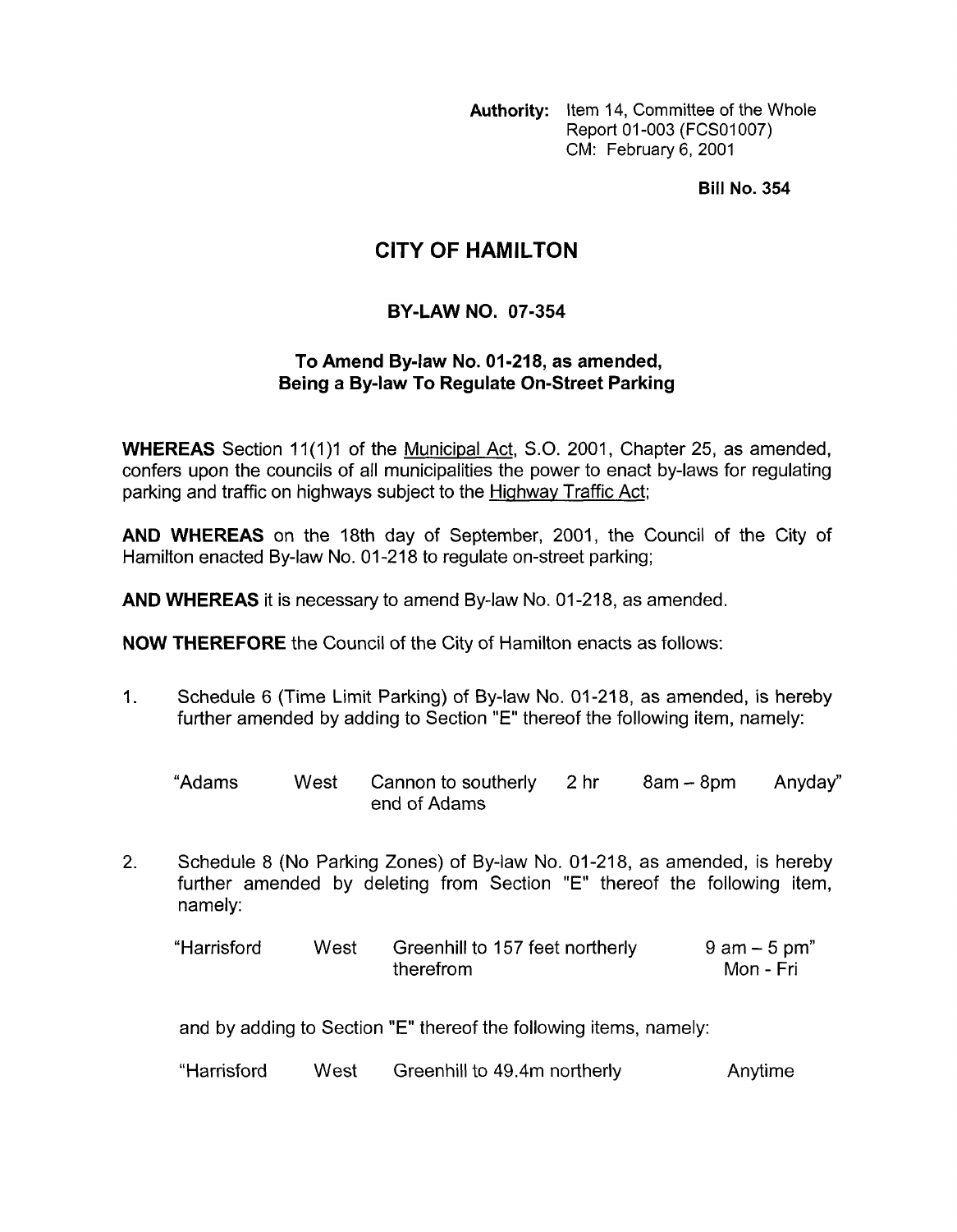**Authority:** Item 14, Committee of the Whole
Report 01-003 (FCS01007)
CM: February 6, 2001

**Bill No. 354**

# CITY OF HAMILTON

## BY-LAW NO. 07-354

### To Amend By-law No. 01-218, as amended, Being a By-law To Regulate On-Street Parking

**WHEREAS** Section 11(1)1 of the Municipal Act, S.O. 2001, Chapter 25, as amended, confers upon the councils of all municipalities the power to enact by-laws for regulating parking and traffic on highways subject to the Highway Traffic Act;

**AND WHEREAS** on the 18th day of September, 2001, the Council of the City of Hamilton enacted By-law No. 01-218 to regulate on-street parking;

**AND WHEREAS** it is necessary to amend By-law No. 01-218, as amended.

**NOW THEREFORE** the Council of the City of Hamilton enacts as follows:

1. Schedule 6 (Time Limit Parking) of By-law No. 01-218, as amended, is hereby further amended by adding to Section "E" thereof the following item, namely:

| "Adams | West | Cannon to southerly end of Adams | 2 hr | 8am – 8pm | Anyday" |
|---|---|---|---|---|---|

2. Schedule 8 (No Parking Zones) of By-law No. 01-218, as amended, is hereby further amended by deleting from Section "E" thereof the following item, namely:

| "Harrisford | West | Greenhill to 157 feet northerly therefrom | 9 am – 5 pm" Mon - Fri |
|---|---|---|---|

and by adding to Section "E" thereof the following items, namely:

| "Harrisford | West | Greenhill to 49.4m northerly | Anytime |
|---|---|---|---|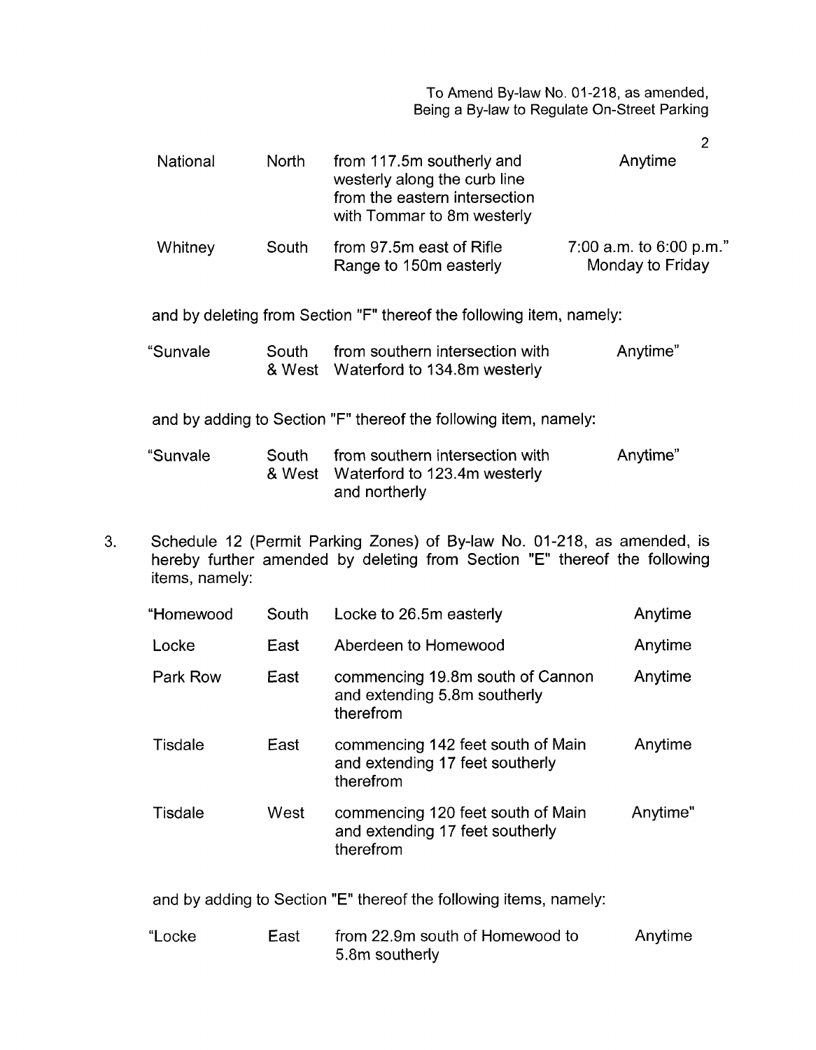| | | | |
|---|---|---|---|
| National | North | from 117.5m southerly and westerly along the curb line from the eastern intersection with Tommar to 8m westerly | Anytime |
| Whitney | South | from 97.5m east of Rifle Range to 150m easterly | 7:00 a.m. to 6:00 p.m." Monday to Friday |

and by deleting from Section "F" thereof the following item, namely:

| | | | |
|---|---|---|---|
| "Sunvale | South & West | from southern intersection with Waterford to 134.8m westerly | Anytime" |

and by adding to Section "F" thereof the following item, namely:

| | | | |
|---|---|---|---|
| "Sunvale | South & West | from southern intersection with Waterford to 123.4m westerly and northerly | Anytime" |

3. Schedule 12 (Permit Parking Zones) of By-law No. 01-218, as amended, is hereby further amended by deleting from Section "E" thereof the following items, namely:

| | | | |
|---|---|---|---|
| "Homewood | South | Locke to 26.5m easterly | Anytime |
| Locke | East | Aberdeen to Homewood | Anytime |
| Park Row | East | commencing 19.8m south of Cannon and extending 5.8m southerly therefrom | Anytime |
| Tisdale | East | commencing 142 feet south of Main and extending 17 feet southerly therefrom | Anytime |
| Tisdale | West | commencing 120 feet south of Main and extending 17 feet southerly therefrom | Anytime" |

and by adding to Section "E" thereof the following items, namely:

| | | | |
|---|---|---|---|
| "Locke | East | from 22.9m south of Homewood to 5.8m southerly | Anytime |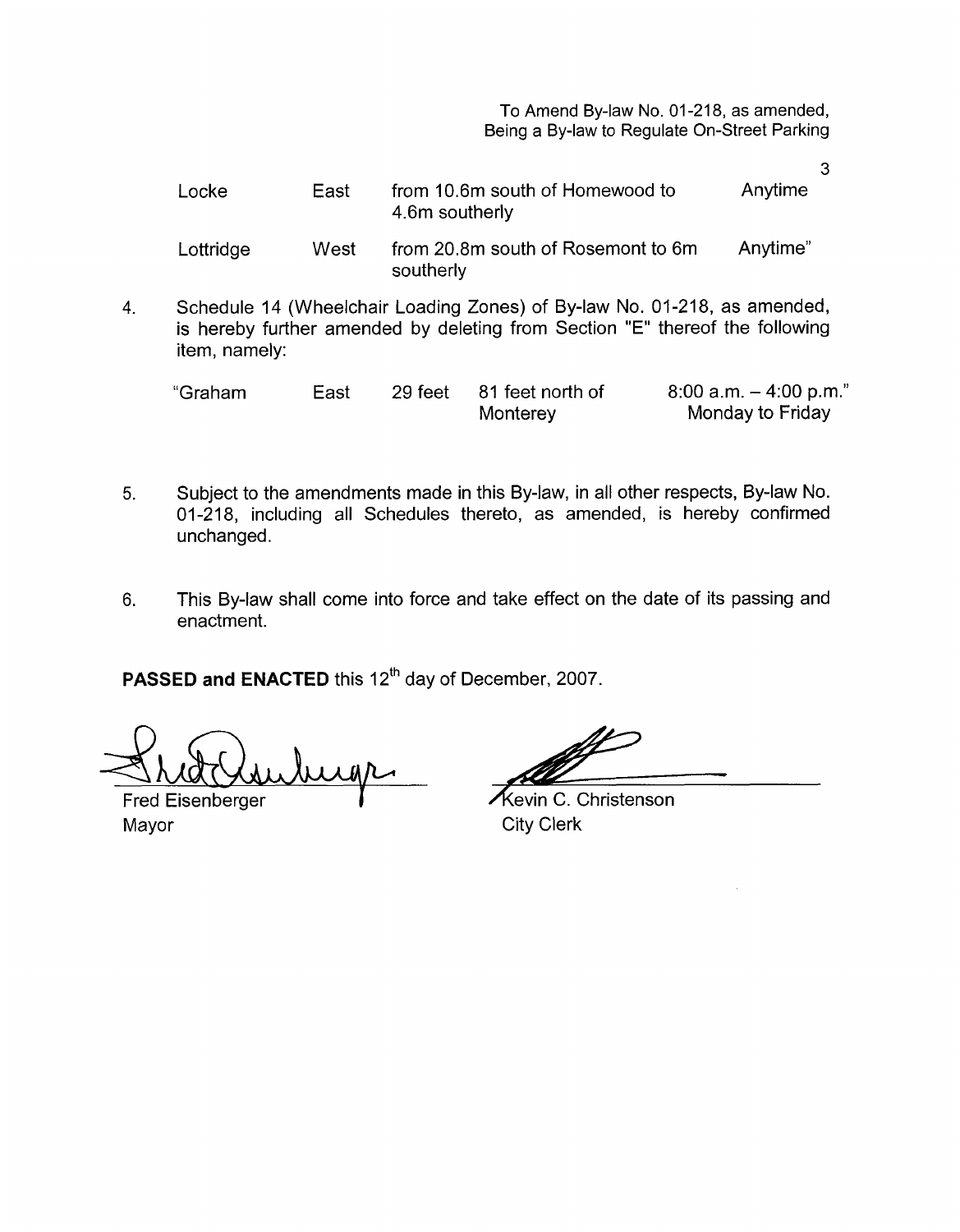| | | | |
|---|---|---|---|
| Locke | East | from 10.6m south of Homewood to 4.6m southerly | Anytime |
| Lottridge | West | from 20.8m south of Rosemont to 6m southerly | Anytime" |

4. Schedule 14 (Wheelchair Loading Zones) of By-law No. 01-218, as amended, is hereby further amended by deleting from Section "E" thereof the following item, namely:

| | | | | |
|---|---|---|---|---|
| "Graham | East | 29 feet | 81 feet north of Monterey | 8:00 a.m. – 4:00 p.m." Monday to Friday |

5. Subject to the amendments made in this By-law, in all other respects, By-law No. 01-218, including all Schedules thereto, as amended, is hereby confirmed unchanged.

6. This By-law shall come into force and take effect on the date of its passing and enactment.

**PASSED and ENACTED** this 12th day of December, 2007.

Fred Eisenberger
Mayor

Kevin C. Christenson
City Clerk